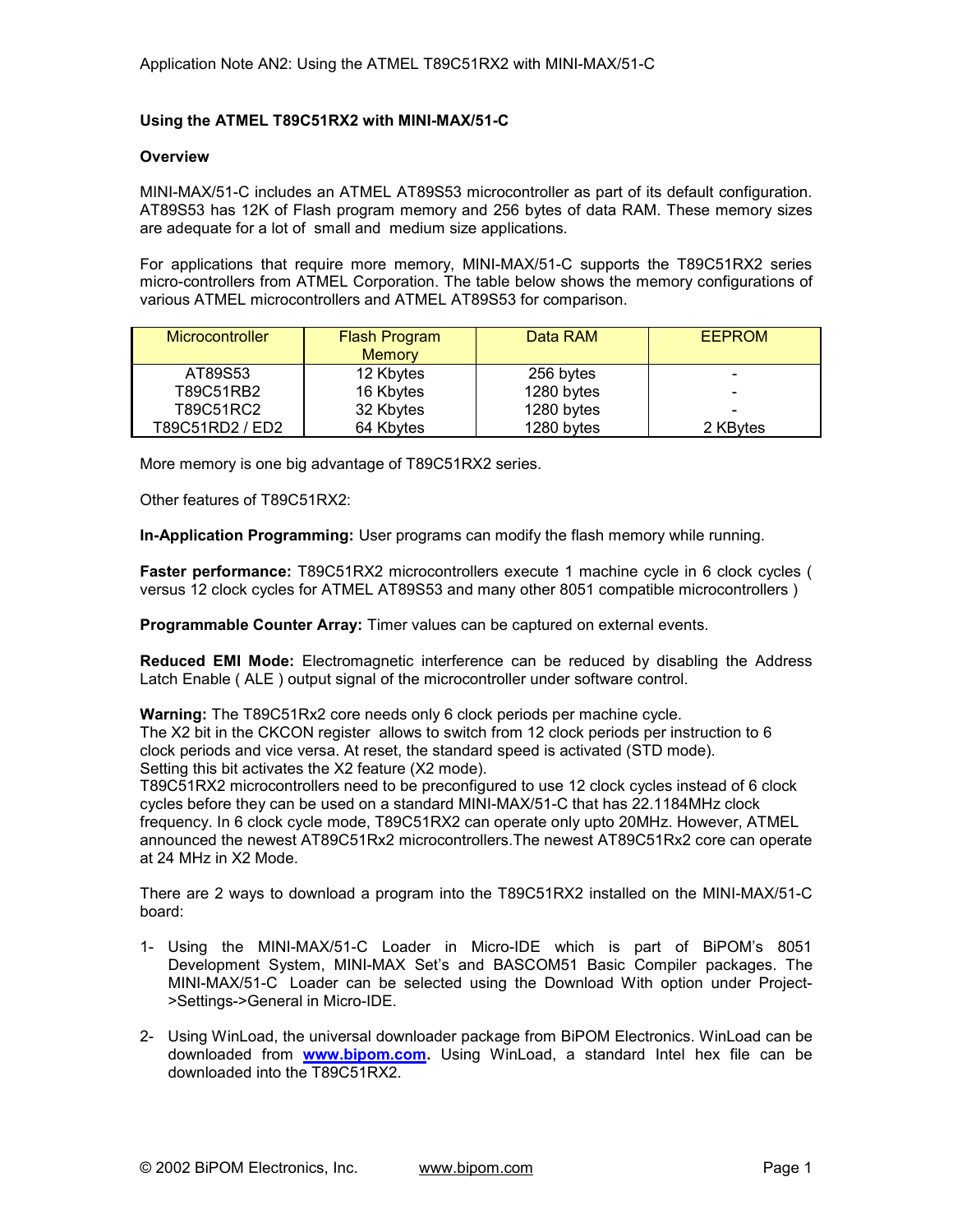# Using the ATMEL T89C51RX2 with MINI-MAX/51-C

## Overview

MINI-MAX/51-C includes an ATMEL AT89S53 microcontroller as part of its default configuration. AT89S53 has 12K of Flash program memory and 256 bytes of data RAM. These memory sizes are adequate for a lot of small and medium size applications.

For applications that require more memory, MINI-MAX/51-C supports the T89C51RX2 series micro-controllers from ATMEL Corporation. The table below shows the memory configurations of various ATMEL microcontrollers and ATMEL AT89S53 for comparison.

| Microcontroller | Flash Program Memory | Data RAM | EEPROM |
|---|---|---|---|
| AT89S53 | 12 Kbytes | 256 bytes | - |
| T89C51RB2 | 16 Kbytes | 1280 bytes | - |
| T89C51RC2 | 32 Kbytes | 1280 bytes | - |
| T89C51RD2 / ED2 | 64 Kbytes | 1280 bytes | 2 KBytes |

More memory is one big advantage of T89C51RX2 series.

Other features of T89C51RX2:

**In-Application Programming:** User programs can modify the flash memory while running.

**Faster performance:** T89C51RX2 microcontrollers execute 1 machine cycle in 6 clock cycles ( versus 12 clock cycles for ATMEL AT89S53 and many other 8051 compatible microcontrollers )

**Programmable Counter Array:** Timer values can be captured on external events.

**Reduced EMI Mode:** Electromagnetic interference can be reduced by disabling the Address Latch Enable ( ALE ) output signal of the microcontroller under software control.

**Warning:** The T89C51Rx2 core needs only 6 clock periods per machine cycle.
The X2 bit in the CKCON register allows to switch from 12 clock periods per instruction to 6 clock periods and vice versa. At reset, the standard speed is activated (STD mode).
Setting this bit activates the X2 feature (X2 mode).
T89C51RX2 microcontrollers need to be preconfigured to use 12 clock cycles instead of 6 clock cycles before they can be used on a standard MINI-MAX/51-C that has 22.1184MHz clock frequency. In 6 clock cycle mode, T89C51RX2 can operate only upto 20MHz. However, ATMEL announced the newest AT89C51Rx2 microcontrollers.The newest AT89C51Rx2 core can operate at 24 MHz in X2 Mode.

There are 2 ways to download a program into the T89C51RX2 installed on the MINI-MAX/51-C board:

1- Using the MINI-MAX/51-C Loader in Micro-IDE which is part of BiPOM's 8051 Development System, MINI-MAX Set's and BASCOM51 Basic Compiler packages. The MINI-MAX/51-C Loader can be selected using the Download With option under Project->Settings->General in Micro-IDE.

2- Using WinLoad, the universal downloader package from BiPOM Electronics. WinLoad can be downloaded from **www.bipom.com.** Using WinLoad, a standard Intel hex file can be downloaded into the T89C51RX2.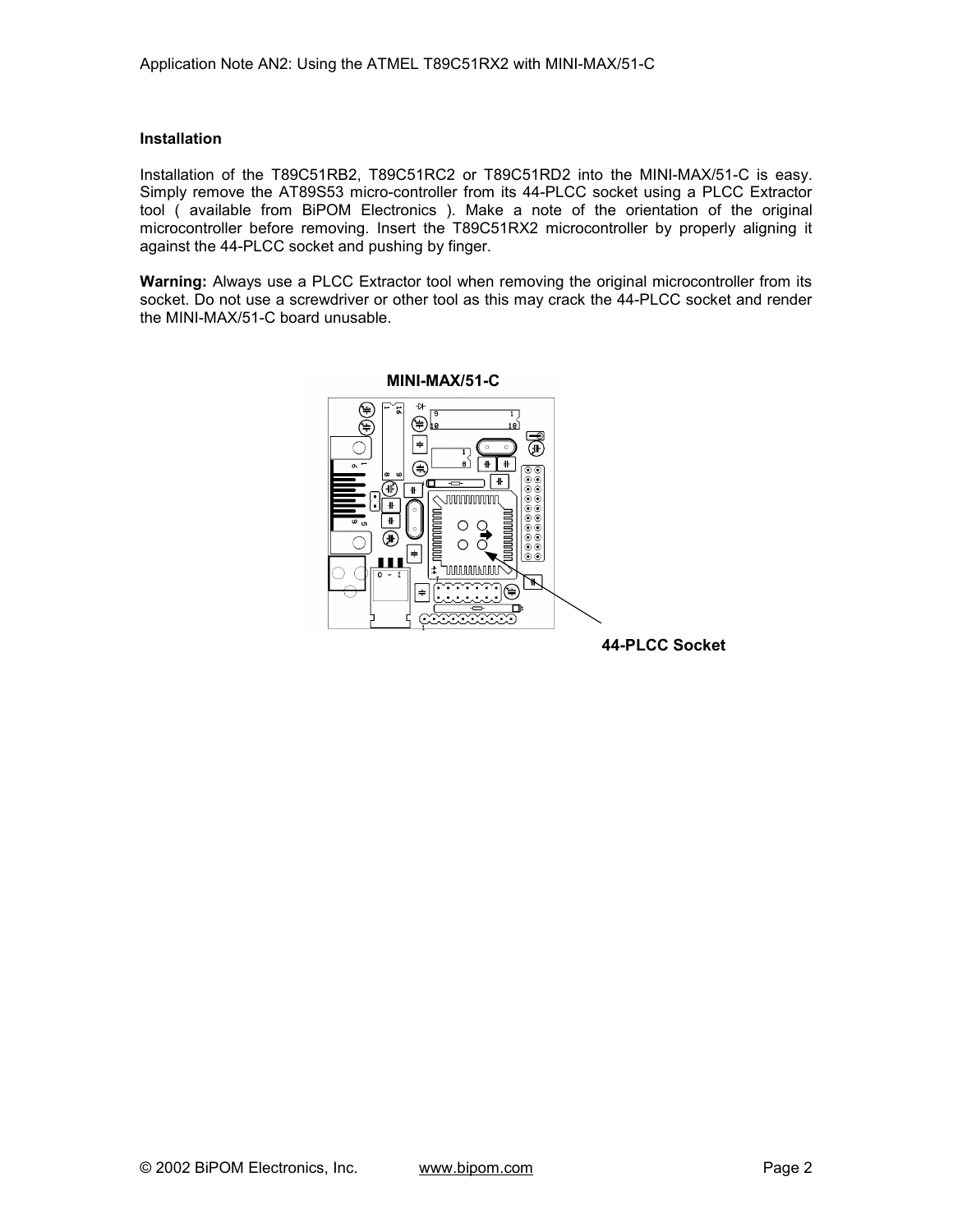## Installation

Installation of the T89C51RB2, T89C51RC2 or T89C51RD2 into the MINI-MAX/51-C is easy. Simply remove the AT89S53 micro-controller from its 44-PLCC socket using a PLCC Extractor tool ( available from BiPOM Electronics ). Make a note of the orientation of the original microcontroller before removing. Insert the T89C51RX2 microcontroller by properly aligning it against the 44-PLCC socket and pushing by finger.

**Warning:** Always use a PLCC Extractor tool when removing the original microcontroller from its socket. Do not use a screwdriver or other tool as this may crack the 44-PLCC socket and render the MINI-MAX/51-C board unusable.

**MINI-MAX/51-C**

**44-PLCC Socket**